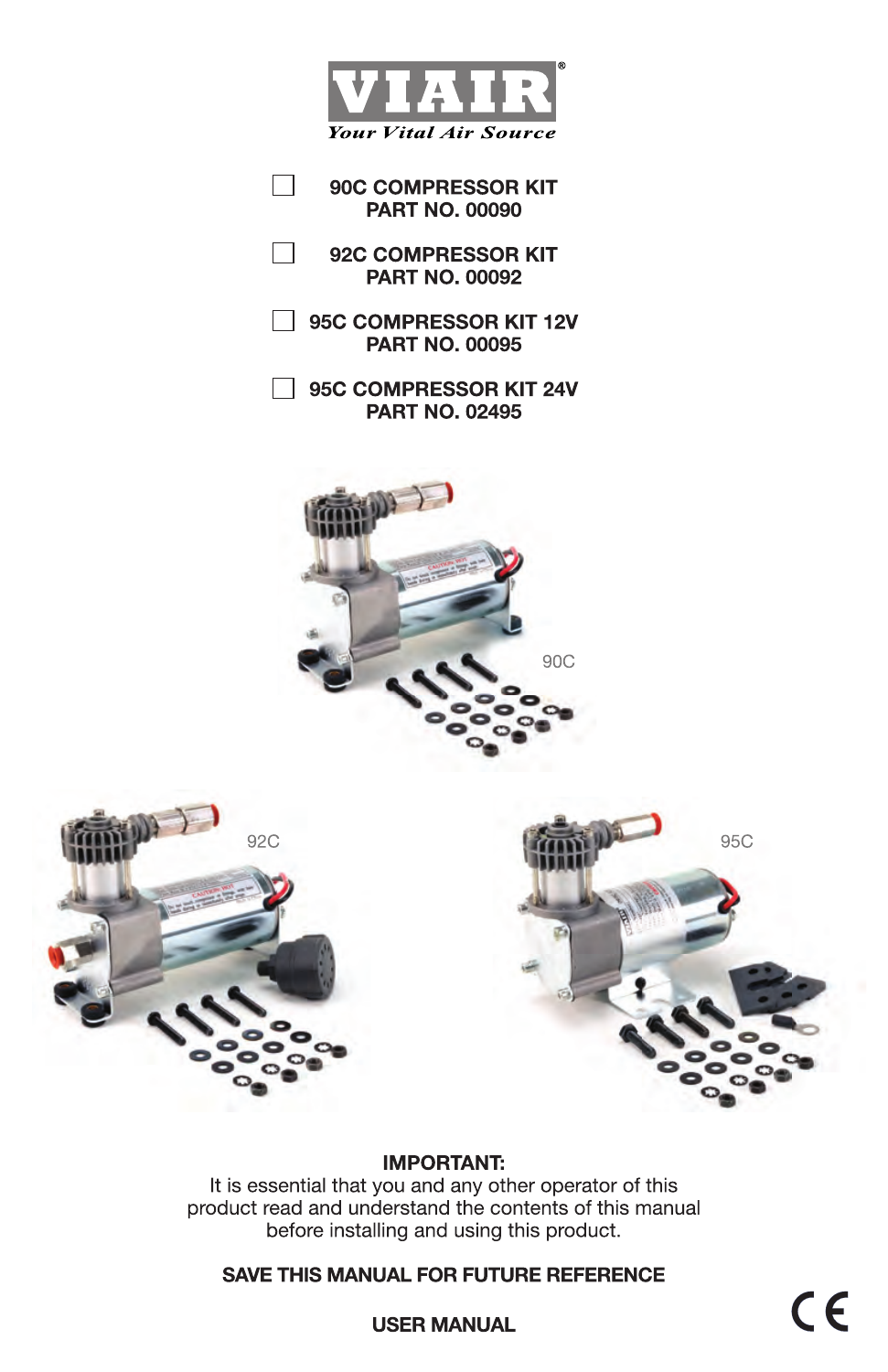VIAIR®

*Your Vital Air Source*

☐ **90C COMPRESSOR KIT**
**PART NO. 00090**

☐ **92C COMPRESSOR KIT**
**PART NO. 00092**

☐ **95C COMPRESSOR KIT 12V**
**PART NO. 00095**

☐ **95C COMPRESSOR KIT 24V**
**PART NO. 02495**

90C

92C

95C

**IMPORTANT:**
It is essential that you and any other operator of this product read and understand the contents of this manual before installing and using this product.

**SAVE THIS MANUAL FOR FUTURE REFERENCE**

**USER MANUAL**

CE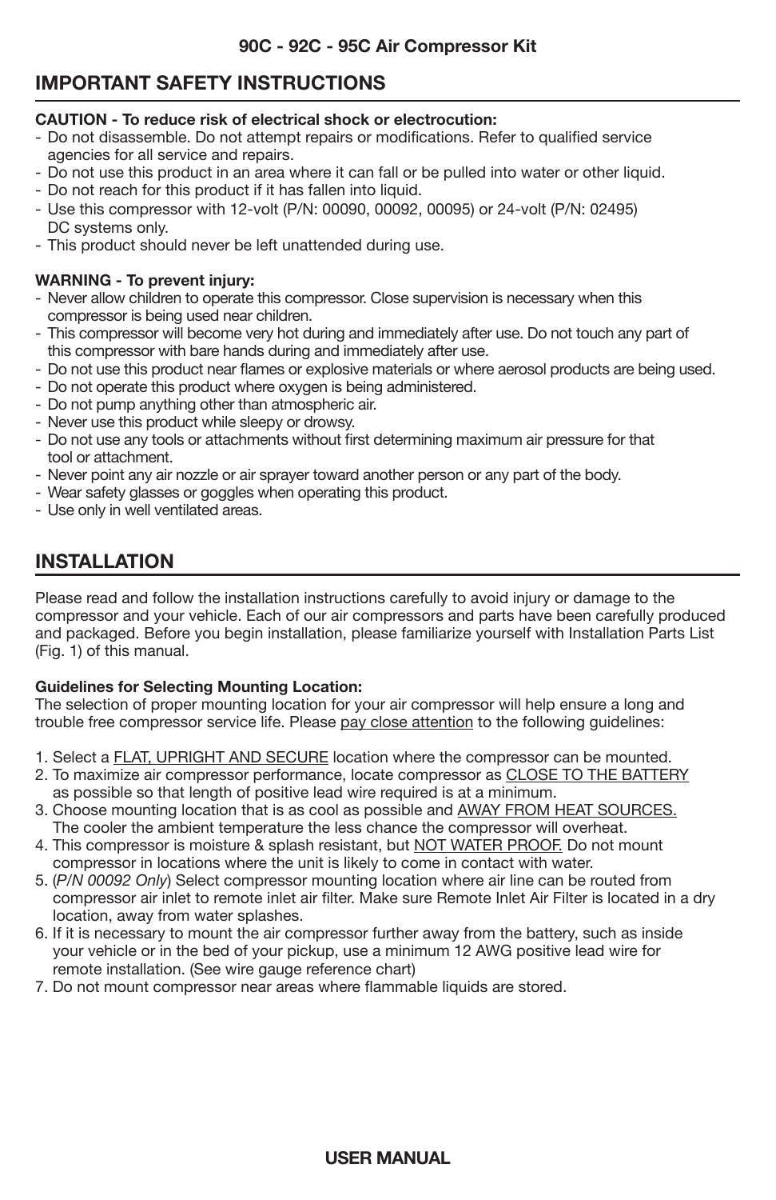**90C - 92C - 95C Air Compressor Kit**

## IMPORTANT SAFETY INSTRUCTIONS

**CAUTION - To reduce risk of electrical shock or electrocution:**

- Do not disassemble. Do not attempt repairs or modifications. Refer to qualified service agencies for all service and repairs.
- Do not use this product in an area where it can fall or be pulled into water or other liquid.
- Do not reach for this product if it has fallen into liquid.
- Use this compressor with 12-volt (P/N: 00090, 00092, 00095) or 24-volt (P/N: 02495) DC systems only.
- This product should never be left unattended during use.

**WARNING - To prevent injury:**

- Never allow children to operate this compressor. Close supervision is necessary when this compressor is being used near children.
- This compressor will become very hot during and immediately after use. Do not touch any part of this compressor with bare hands during and immediately after use.
- Do not use this product near flames or explosive materials or where aerosol products are being used.
- Do not operate this product where oxygen is being administered.
- Do not pump anything other than atmospheric air.
- Never use this product while sleepy or drowsy.
- Do not use any tools or attachments without first determining maximum air pressure for that tool or attachment.
- Never point any air nozzle or air sprayer toward another person or any part of the body.
- Wear safety glasses or goggles when operating this product.
- Use only in well ventilated areas.

## INSTALLATION

Please read and follow the installation instructions carefully to avoid injury or damage to the compressor and your vehicle. Each of our air compressors and parts have been carefully produced and packaged. Before you begin installation, please familiarize yourself with Installation Parts List (Fig. 1) of this manual.

**Guidelines for Selecting Mounting Location:**

The selection of proper mounting location for your air compressor will help ensure a long and trouble free compressor service life. Please <u>pay close attention</u> to the following guidelines:

1. Select a <u>FLAT, UPRIGHT AND SECURE</u> location where the compressor can be mounted.
2. To maximize air compressor performance, locate compressor as <u>CLOSE TO THE BATTERY</u> as possible so that length of positive lead wire required is at a minimum.
3. Choose mounting location that is as cool as possible and <u>AWAY FROM HEAT SOURCES.</u> The cooler the ambient temperature the less chance the compressor will overheat.
4. This compressor is moisture & splash resistant, but <u>NOT WATER PROOF.</u> Do not mount compressor in locations where the unit is likely to come in contact with water.
5. (*P/N 00092 Only*) Select compressor mounting location where air line can be routed from compressor air inlet to remote inlet air filter. Make sure Remote Inlet Air Filter is located in a dry location, away from water splashes.
6. If it is necessary to mount the air compressor further away from the battery, such as inside your vehicle or in the bed of your pickup, use a minimum 12 AWG positive lead wire for remote installation. (See wire gauge reference chart)
7. Do not mount compressor near areas where flammable liquids are stored.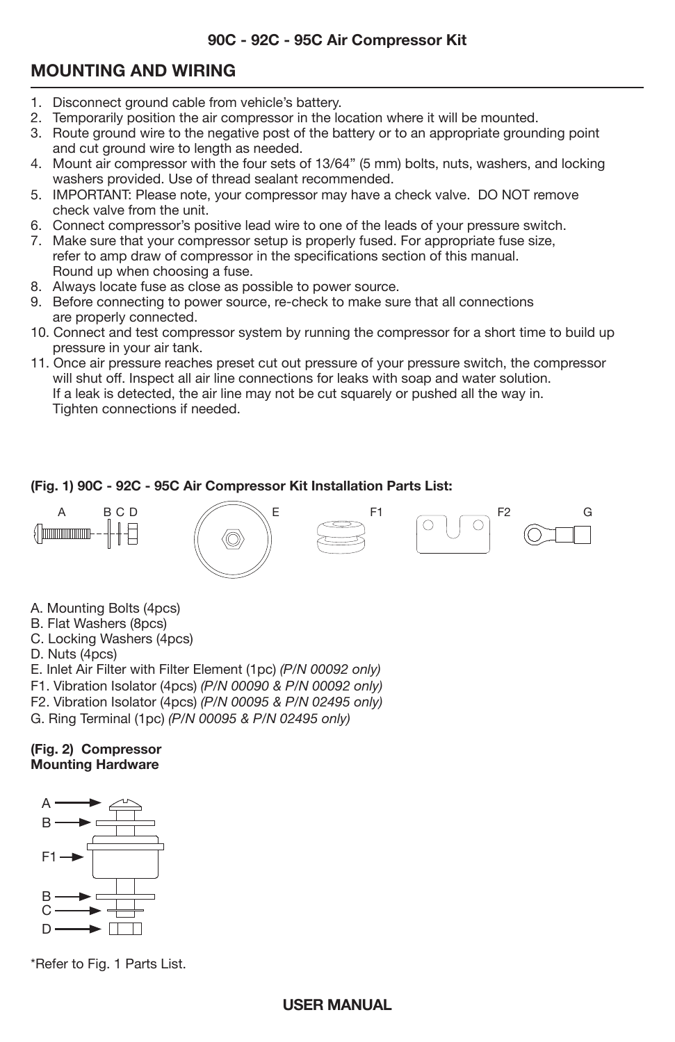## MOUNTING AND WIRING

1. Disconnect ground cable from vehicle's battery.
2. Temporarily position the air compressor in the location where it will be mounted.
3. Route ground wire to the negative post of the battery or to an appropriate grounding point and cut ground wire to length as needed.
4. Mount air compressor with the four sets of 13/64" (5 mm) bolts, nuts, washers, and locking washers provided. Use of thread sealant recommended.
5. IMPORTANT: Please note, your compressor may have a check valve. DO NOT remove check valve from the unit.
6. Connect compressor's positive lead wire to one of the leads of your pressure switch.
7. Make sure that your compressor setup is properly fused. For appropriate fuse size, refer to amp draw of compressor in the specifications section of this manual. Round up when choosing a fuse.
8. Always locate fuse as close as possible to power source.
9. Before connecting to power source, re-check to make sure that all connections are properly connected.
10. Connect and test compressor system by running the compressor for a short time to build up pressure in your air tank.
11. Once air pressure reaches preset cut out pressure of your pressure switch, the compressor will shut off. Inspect all air line connections for leaks with soap and water solution. If a leak is detected, the air line may not be cut squarely or pushed all the way in. Tighten connections if needed.

**(Fig. 1) 90C - 92C - 95C Air Compressor Kit Installation Parts List:**

A B C D E F1 F2 G

A. Mounting Bolts (4pcs)
B. Flat Washers (8pcs)
C. Locking Washers (4pcs)
D. Nuts (4pcs)
E. Inlet Air Filter with Filter Element (1pc) *(P/N 00092 only)*
F1. Vibration Isolator (4pcs) *(P/N 00090 & P/N 00092 only)*
F2. Vibration Isolator (4pcs) *(P/N 00095 & P/N 02495 only)*
G. Ring Terminal (1pc) *(P/N 00095 & P/N 02495 only)*

**(Fig. 2) Compressor Mounting Hardware**

A
B
F1
B
C
D

*Refer to Fig. 1 Parts List.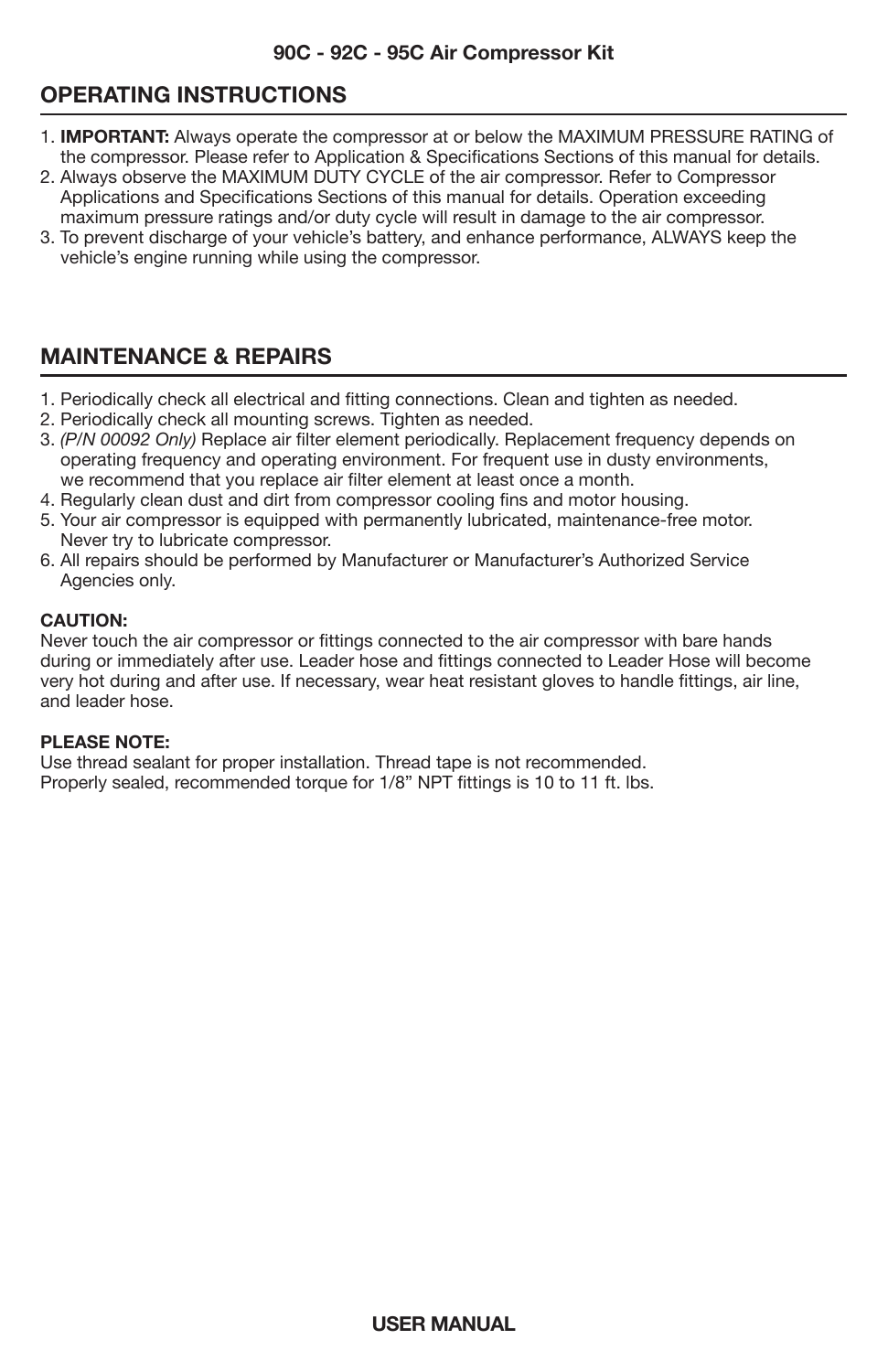## OPERATING INSTRUCTIONS

1. **IMPORTANT:** Always operate the compressor at or below the MAXIMUM PRESSURE RATING of the compressor. Please refer to Application & Specifications Sections of this manual for details.
2. Always observe the MAXIMUM DUTY CYCLE of the air compressor. Refer to Compressor Applications and Specifications Sections of this manual for details. Operation exceeding maximum pressure ratings and/or duty cycle will result in damage to the air compressor.
3. To prevent discharge of your vehicle's battery, and enhance performance, ALWAYS keep the vehicle's engine running while using the compressor.

## MAINTENANCE & REPAIRS

1. Periodically check all electrical and fitting connections. Clean and tighten as needed.
2. Periodically check all mounting screws. Tighten as needed.
3. *(P/N 00092 Only)* Replace air filter element periodically. Replacement frequency depends on operating frequency and operating environment. For frequent use in dusty environments, we recommend that you replace air filter element at least once a month.
4. Regularly clean dust and dirt from compressor cooling fins and motor housing.
5. Your air compressor is equipped with permanently lubricated, maintenance-free motor. Never try to lubricate compressor.
6. All repairs should be performed by Manufacturer or Manufacturer's Authorized Service Agencies only.

**CAUTION:**
Never touch the air compressor or fittings connected to the air compressor with bare hands during or immediately after use. Leader hose and fittings connected to Leader Hose will become very hot during and after use. If necessary, wear heat resistant gloves to handle fittings, air line, and leader hose.

**PLEASE NOTE:**
Use thread sealant for proper installation. Thread tape is not recommended.
Properly sealed, recommended torque for 1/8" NPT fittings is 10 to 11 ft. lbs.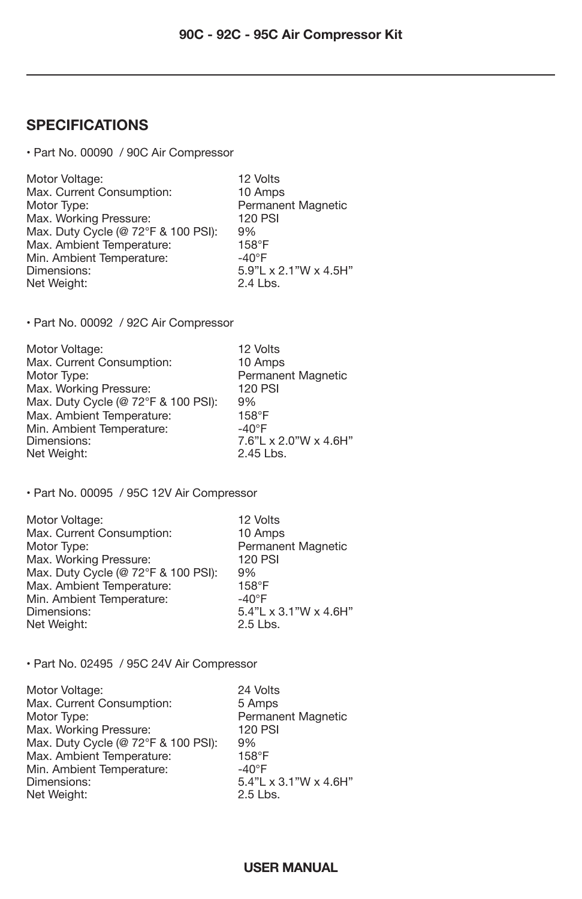## SPECIFICATIONS

• Part No. 00090 / 90C Air Compressor

| | |
|---|---|
| Motor Voltage: | 12 Volts |
| Max. Current Consumption: | 10 Amps |
| Motor Type: | Permanent Magnetic |
| Max. Working Pressure: | 120 PSI |
| Max. Duty Cycle (@ 72°F & 100 PSI): | 9% |
| Max. Ambient Temperature: | 158°F |
| Min. Ambient Temperature: | -40°F |
| Dimensions: | 5.9"L x 2.1"W x 4.5H" |
| Net Weight: | 2.4 Lbs. |

• Part No. 00092 / 92C Air Compressor

| | |
|---|---|
| Motor Voltage: | 12 Volts |
| Max. Current Consumption: | 10 Amps |
| Motor Type: | Permanent Magnetic |
| Max. Working Pressure: | 120 PSI |
| Max. Duty Cycle (@ 72°F & 100 PSI): | 9% |
| Max. Ambient Temperature: | 158°F |
| Min. Ambient Temperature: | -40°F |
| Dimensions: | 7.6"L x 2.0"W x 4.6H" |
| Net Weight: | 2.45 Lbs. |

• Part No. 00095 / 95C 12V Air Compressor

| | |
|---|---|
| Motor Voltage: | 12 Volts |
| Max. Current Consumption: | 10 Amps |
| Motor Type: | Permanent Magnetic |
| Max. Working Pressure: | 120 PSI |
| Max. Duty Cycle (@ 72°F & 100 PSI): | 9% |
| Max. Ambient Temperature: | 158°F |
| Min. Ambient Temperature: | -40°F |
| Dimensions: | 5.4"L x 3.1"W x 4.6H" |
| Net Weight: | 2.5 Lbs. |

• Part No. 02495 / 95C 24V Air Compressor

| | |
|---|---|
| Motor Voltage: | 24 Volts |
| Max. Current Consumption: | 5 Amps |
| Motor Type: | Permanent Magnetic |
| Max. Working Pressure: | 120 PSI |
| Max. Duty Cycle (@ 72°F & 100 PSI): | 9% |
| Max. Ambient Temperature: | 158°F |
| Min. Ambient Temperature: | -40°F |
| Dimensions: | 5.4"L x 3.1"W x 4.6H" |
| Net Weight: | 2.5 Lbs. |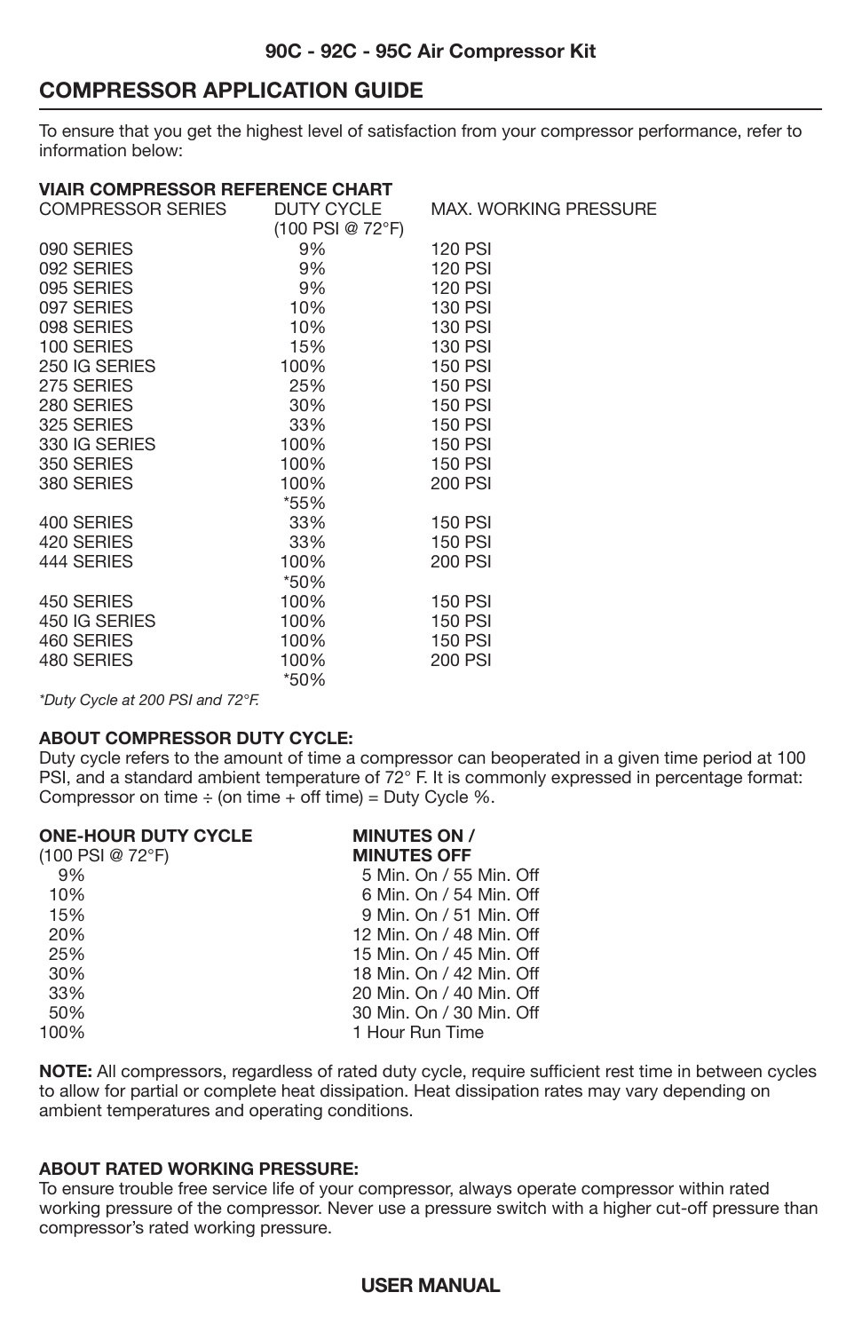## COMPRESSOR APPLICATION GUIDE

To ensure that you get the highest level of satisfaction from your compressor performance, refer to information below:

**VIAIR COMPRESSOR REFERENCE CHART**

| COMPRESSOR SERIES | DUTY CYCLE (100 PSI @ 72°F) | MAX. WORKING PRESSURE |
|---|---|---|
| 090 SERIES | 9% | 120 PSI |
| 092 SERIES | 9% | 120 PSI |
| 095 SERIES | 9% | 120 PSI |
| 097 SERIES | 10% | 130 PSI |
| 098 SERIES | 10% | 130 PSI |
| 100 SERIES | 15% | 130 PSI |
| 250 IG SERIES | 100% | 150 PSI |
| 275 SERIES | 25% | 150 PSI |
| 280 SERIES | 30% | 150 PSI |
| 325 SERIES | 33% | 150 PSI |
| 330 IG SERIES | 100% | 150 PSI |
| 350 SERIES | 100% | 150 PSI |
| 380 SERIES | 100% *55% | 200 PSI |
| 400 SERIES | 33% | 150 PSI |
| 420 SERIES | 33% | 150 PSI |
| 444 SERIES | 100% *50% | 200 PSI |
| 450 SERIES | 100% | 150 PSI |
| 450 IG SERIES | 100% | 150 PSI |
| 460 SERIES | 100% | 150 PSI |
| 480 SERIES | 100% *50% | 200 PSI |

*\*Duty Cycle at 200 PSI and 72°F.*

**ABOUT COMPRESSOR DUTY CYCLE:**
Duty cycle refers to the amount of time a compressor can beoperated in a given time period at 100 PSI, and a standard ambient temperature of 72° F. It is commonly expressed in percentage format: Compressor on time ÷ (on time + off time) = Duty Cycle %.

| ONE-HOUR DUTY CYCLE (100 PSI @ 72°F) | MINUTES ON / MINUTES OFF |
|---|---|
| 9% | 5 Min. On / 55 Min. Off |
| 10% | 6 Min. On / 54 Min. Off |
| 15% | 9 Min. On / 51 Min. Off |
| 20% | 12 Min. On / 48 Min. Off |
| 25% | 15 Min. On / 45 Min. Off |
| 30% | 18 Min. On / 42 Min. Off |
| 33% | 20 Min. On / 40 Min. Off |
| 50% | 30 Min. On / 30 Min. Off |
| 100% | 1 Hour Run Time |

**NOTE:** All compressors, regardless of rated duty cycle, require sufficient rest time in between cycles to allow for partial or complete heat dissipation. Heat dissipation rates may vary depending on ambient temperatures and operating conditions.

**ABOUT RATED WORKING PRESSURE:**
To ensure trouble free service life of your compressor, always operate compressor within rated working pressure of the compressor. Never use a pressure switch with a higher cut-off pressure than compressor's rated working pressure.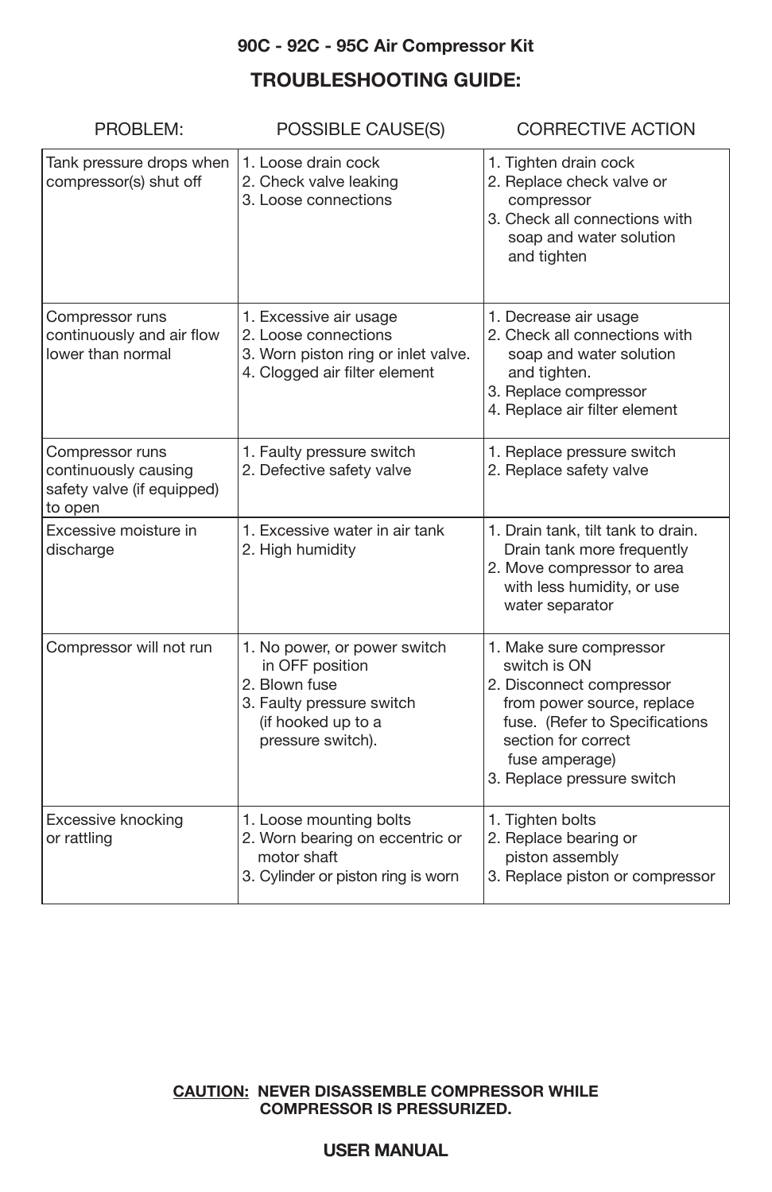**90C - 92C - 95C Air Compressor Kit**

## TROUBLESHOOTING GUIDE:

| PROBLEM: | POSSIBLE CAUSE(S) | CORRECTIVE ACTION |
|---|---|---|
| Tank pressure drops when compressor(s) shut off | 1. Loose drain cock<br>2. Check valve leaking<br>3. Loose connections | 1. Tighten drain cock<br>2. Replace check valve or compressor<br>3. Check all connections with soap and water solution and tighten |
| Compressor runs continuously and air flow lower than normal | 1. Excessive air usage<br>2. Loose connections<br>3. Worn piston ring or inlet valve.<br>4. Clogged air filter element | 1. Decrease air usage<br>2. Check all connections with soap and water solution and tighten.<br>3. Replace compressor<br>4. Replace air filter element |
| Compressor runs continuously causing safety valve (if equipped) to open | 1. Faulty pressure switch<br>2. Defective safety valve | 1. Replace pressure switch<br>2. Replace safety valve |
| Excessive moisture in discharge | 1. Excessive water in air tank<br>2. High humidity | 1. Drain tank, tilt tank to drain. Drain tank more frequently<br>2. Move compressor to area with less humidity, or use water separator |
| Compressor will not run | 1. No power, or power switch in OFF position<br>2. Blown fuse<br>3. Faulty pressure switch (if hooked up to a pressure switch). | 1. Make sure compressor switch is ON<br>2. Disconnect compressor from power source, replace fuse. (Refer to Specifications section for correct fuse amperage)<br>3. Replace pressure switch |
| Excessive knocking or rattling | 1. Loose mounting bolts<br>2. Worn bearing on eccentric or motor shaft<br>3. Cylinder or piston ring is worn | 1. Tighten bolts<br>2. Replace bearing or piston assembly<br>3. Replace piston or compressor |

**CAUTION: NEVER DISASSEMBLE COMPRESSOR WHILE COMPRESSOR IS PRESSURIZED.**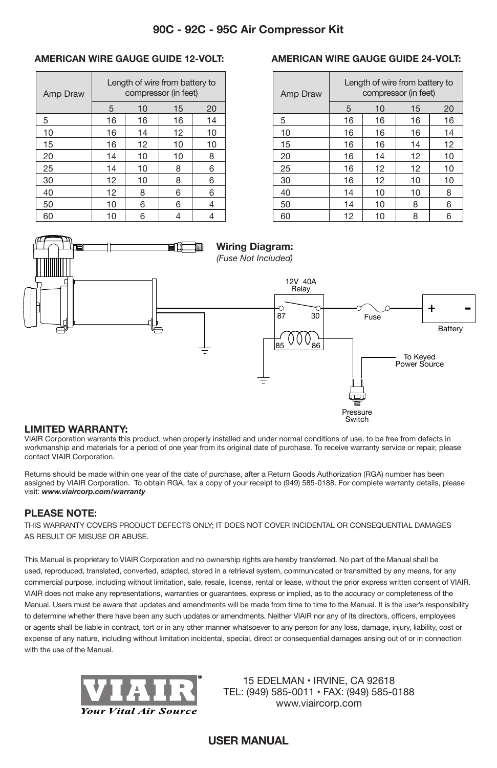# 90C - 92C - 95C Air Compressor Kit

**AMERICAN WIRE GAUGE GUIDE 12-VOLT:**

| Amp Draw | Length of wire from battery to compressor (in feet) | | | |
|---|---|---|---|---|
| | 5 | 10 | 15 | 20 |
| 5 | 16 | 16 | 16 | 14 |
| 10 | 16 | 14 | 12 | 10 |
| 15 | 16 | 12 | 10 | 10 |
| 20 | 14 | 10 | 10 | 8 |
| 25 | 14 | 10 | 8 | 6 |
| 30 | 12 | 10 | 8 | 6 |
| 40 | 12 | 8 | 6 | 6 |
| 50 | 10 | 6 | 6 | 4 |
| 60 | 10 | 6 | 4 | 4 |

**AMERICAN WIRE GAUGE GUIDE 24-VOLT:**

| Amp Draw | Length of wire from battery to compressor (in feet) | | | |
|---|---|---|---|---|
| | 5 | 10 | 15 | 20 |
| 5 | 16 | 16 | 16 | 16 |
| 10 | 16 | 16 | 16 | 14 |
| 15 | 16 | 16 | 14 | 12 |
| 20 | 16 | 14 | 12 | 10 |
| 25 | 16 | 12 | 12 | 10 |
| 30 | 16 | 12 | 10 | 10 |
| 40 | 14 | 10 | 10 | 8 |
| 50 | 14 | 10 | 8 | 6 |
| 60 | 12 | 10 | 8 | 6 |

**Wiring Diagram:**
*(Fuse Not Included)*

12V 40A Relay
87
30
85
86
Fuse
+
-
Battery
To Keyed Power Source
Pressure Switch

**LIMITED WARRANTY:**
VIAIR Corporation warrants this product, when properly installed and under normal conditions of use, to be free from defects in workmanship and materials for a period of one year from its original date of purchase. To receive warranty service or repair, please contact VIAIR Corporation.

Returns should be made within one year of the date of purchase, after a Return Goods Authorization (RGA) number has been assigned by VIAIR Corporation. To obtain RGA, fax a copy of your receipt to (949) 585-0188. For complete warranty details, please visit: ***www.viaircorp.com/warranty***

**PLEASE NOTE:**
THIS WARRANTY COVERS PRODUCT DEFECTS ONLY; IT DOES NOT COVER INCIDENTAL OR CONSEQUENTIAL DAMAGES AS RESULT OF MISUSE OR ABUSE.

This Manual is proprietary to VIAIR Corporation and no ownership rights are hereby transferred. No part of the Manual shall be used, reproduced, translated, converted, adapted, stored in a retrieval system, communicated or transmitted by any means, for any commercial purpose, including without limitation, sale, resale, license, rental or lease, without the prior express written consent of VIAIR. VIAIR does not make any representations, warranties or guarantees, express or implied, as to the accuracy or completeness of the Manual. Users must be aware that updates and amendments will be made from time to time to the Manual. It is the user's responsibility to determine whether there have been any such updates or amendments. Neither VIAIR nor any of its directors, officers, employees or agents shall be liable in contract, tort or in any other manner whatsoever to any person for any loss, damage, injury, liability, cost or expense of any nature, including without limitation incidental, special, direct or consequential damages arising out of or in connection with the use of the Manual.

VIAIR®
*Your Vital Air Source*

15 EDELMAN • IRVINE, CA 92618
TEL: (949) 585-0011 • FAX: (949) 585-0188
www.viaircorp.com

**USER MANUAL**